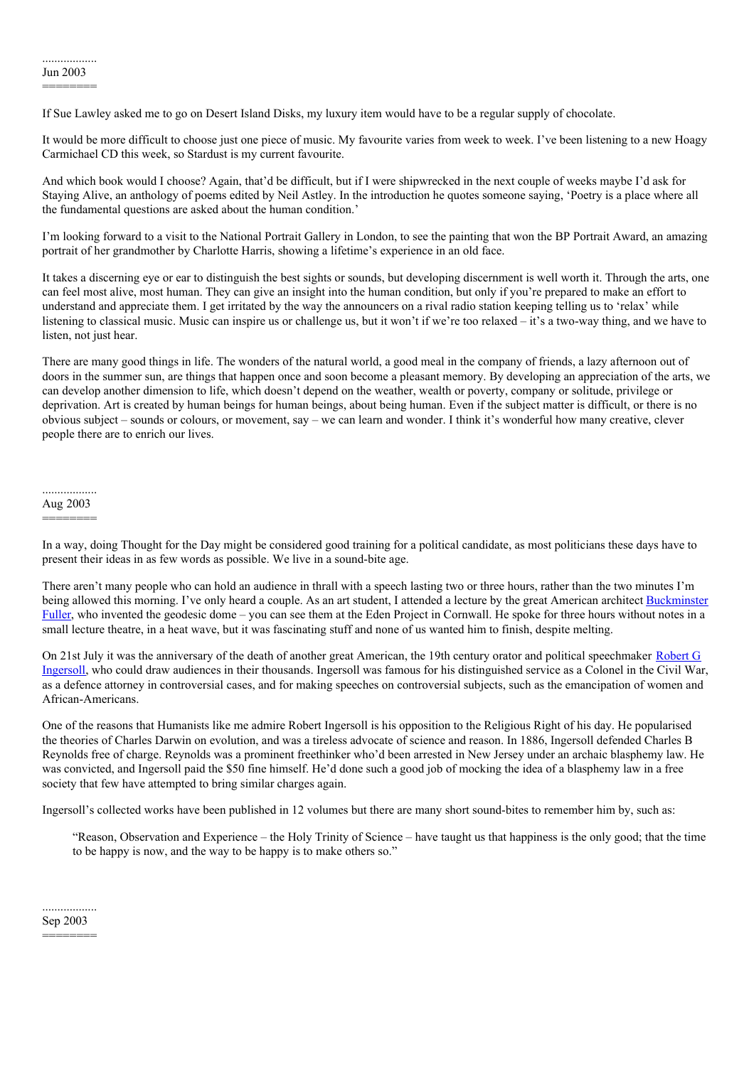..................
Jun 2003
========

If Sue Lawley asked me to go on Desert Island Disks, my luxury item would have to be a regular supply of chocolate.

It would be more difficult to choose just one piece of music. My favourite varies from week to week. I've been listening to a new Hoagy Carmichael CD this week, so Stardust is my current favourite.

And which book would I choose? Again, that'd be difficult, but if I were shipwrecked in the next couple of weeks maybe I'd ask for Staying Alive, an anthology of poems edited by Neil Astley. In the introduction he quotes someone saying, 'Poetry is a place where all the fundamental questions are asked about the human condition.'

I'm looking forward to a visit to the National Portrait Gallery in London, to see the painting that won the BP Portrait Award, an amazing portrait of her grandmother by Charlotte Harris, showing a lifetime's experience in an old face.

It takes a discerning eye or ear to distinguish the best sights or sounds, but developing discernment is well worth it. Through the arts, one can feel most alive, most human. They can give an insight into the human condition, but only if you're prepared to make an effort to understand and appreciate them. I get irritated by the way the announcers on a rival radio station keeping telling us to 'relax' while listening to classical music. Music can inspire us or challenge us, but it won't if we're too relaxed – it's a two-way thing, and we have to listen, not just hear.

There are many good things in life. The wonders of the natural world, a good meal in the company of friends, a lazy afternoon out of doors in the summer sun, are things that happen once and soon become a pleasant memory. By developing an appreciation of the arts, we can develop another dimension to life, which doesn't depend on the weather, wealth or poverty, company or solitude, privilege or deprivation. Art is created by human beings for human beings, about being human. Even if the subject matter is difficult, or there is no obvious subject – sounds or colours, or movement, say – we can learn and wonder. I think it's wonderful how many creative, clever people there are to enrich our lives.

..................
Aug 2003
========

In a way, doing Thought for the Day might be considered good training for a political candidate, as most politicians these days have to present their ideas in as few words as possible. We live in a sound-bite age.

There aren't many people who can hold an audience in thrall with a speech lasting two or three hours, rather than the two minutes I'm being allowed this morning. I've only heard a couple. As an art student, I attended a lecture by the great American architect [Buckminster Fuller](), who invented the geodesic dome – you can see them at the Eden Project in Cornwall. He spoke for three hours without notes in a small lecture theatre, in a heat wave, but it was fascinating stuff and none of us wanted him to finish, despite melting.

On 21st July it was the anniversary of the death of another great American, the 19th century orator and political speechmaker [Robert G Ingersoll](), who could draw audiences in their thousands. Ingersoll was famous for his distinguished service as a Colonel in the Civil War, as a defence attorney in controversial cases, and for making speeches on controversial subjects, such as the emancipation of women and African-Americans.

One of the reasons that Humanists like me admire Robert Ingersoll is his opposition to the Religious Right of his day. He popularised the theories of Charles Darwin on evolution, and was a tireless advocate of science and reason. In 1886, Ingersoll defended Charles B Reynolds free of charge. Reynolds was a prominent freethinker who'd been arrested in New Jersey under an archaic blasphemy law. He was convicted, and Ingersoll paid the $50 fine himself. He'd done such a good job of mocking the idea of a blasphemy law in a free society that few have attempted to bring similar charges again.

Ingersoll's collected works have been published in 12 volumes but there are many short sound-bites to remember him by, such as:

> "Reason, Observation and Experience – the Holy Trinity of Science – have taught us that happiness is the only good; that the time to be happy is now, and the way to be happy is to make others so."

..................
Sep 2003
========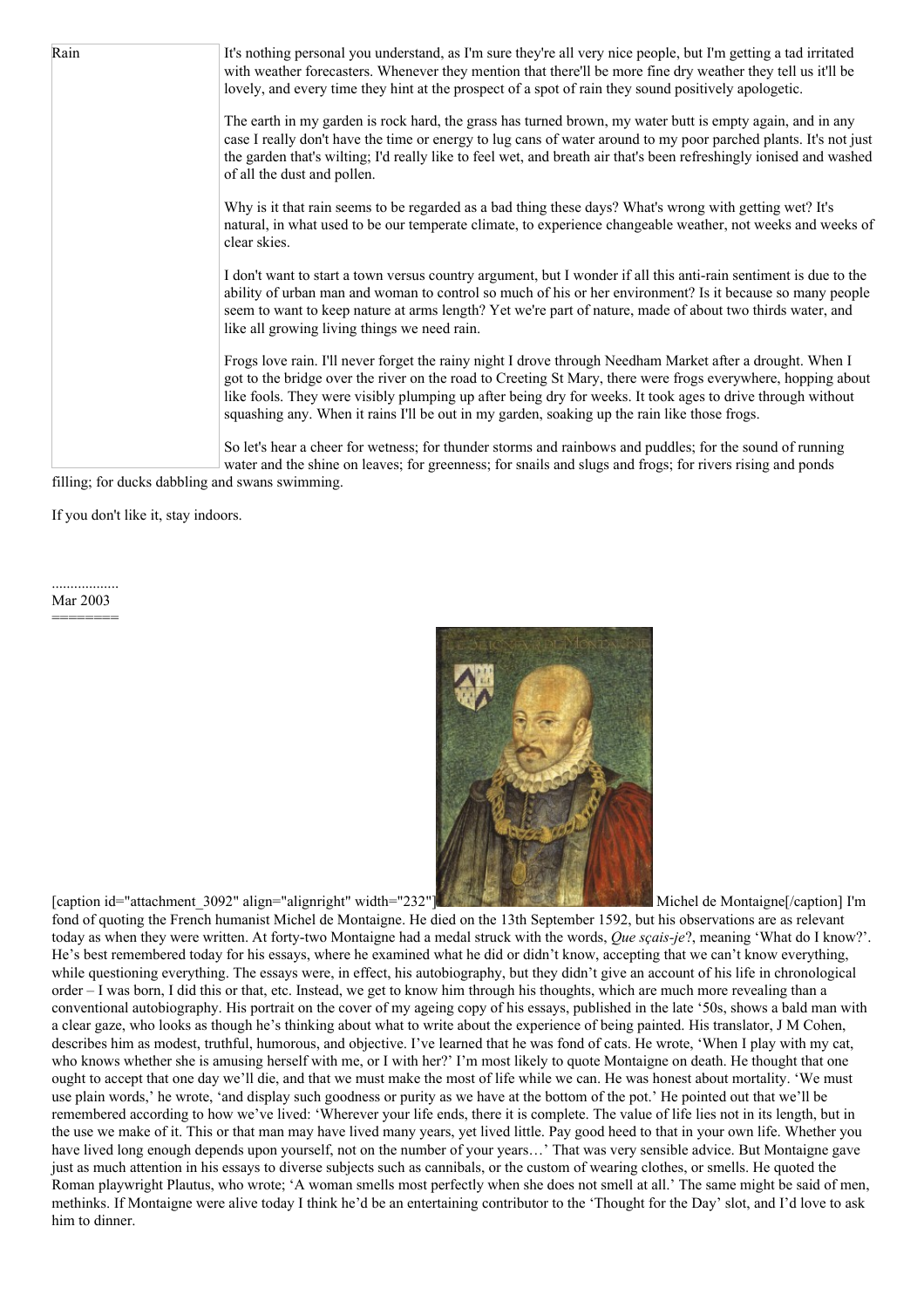Rain

It's nothing personal you understand, as I'm sure they're all very nice people, but I'm getting a tad irritated with weather forecasters. Whenever they mention that there'll be more fine dry weather they tell us it'll be lovely, and every time they hint at the prospect of a spot of rain they sound positively apologetic.

The earth in my garden is rock hard, the grass has turned brown, my water butt is empty again, and in any case I really don't have the time or energy to lug cans of water around to my poor parched plants. It's not just the garden that's wilting; I'd really like to feel wet, and breath air that's been refreshingly ionised and washed of all the dust and pollen.

Why is it that rain seems to be regarded as a bad thing these days? What's wrong with getting wet? It's natural, in what used to be our temperate climate, to experience changeable weather, not weeks and weeks of clear skies.

I don't want to start a town versus country argument, but I wonder if all this anti-rain sentiment is due to the ability of urban man and woman to control so much of his or her environment? Is it because so many people seem to want to keep nature at arms length? Yet we're part of nature, made of about two thirds water, and like all growing living things we need rain.

Frogs love rain. I'll never forget the rainy night I drove through Needham Market after a drought. When I got to the bridge over the river on the road to Creeting St Mary, there were frogs everywhere, hopping about like fools. They were visibly plumping up after being dry for weeks. It took ages to drive through without squashing any. When it rains I'll be out in my garden, soaking up the rain like those frogs.

So let's hear a cheer for wetness; for thunder storms and rainbows and puddles; for the sound of running water and the shine on leaves; for greenness; for snails and slugs and frogs; for rivers rising and ponds filling; for ducks dabbling and swans swimming.

If you don't like it, stay indoors.

..................
Mar 2003
========

[caption id="attachment_3092" align="alignright" width="232"] Michel de Montaigne[/caption] I'm fond of quoting the French humanist Michel de Montaigne. He died on the 13th September 1592, but his observations are as relevant today as when they were written. At forty-two Montaigne had a medal struck with the words, *Que sçais-je*?, meaning 'What do I know?'. He's best remembered today for his essays, where he examined what he did or didn't know, accepting that we can't know everything, while questioning everything. The essays were, in effect, his autobiography, but they didn't give an account of his life in chronological order – I was born, I did this or that, etc. Instead, we get to know him through his thoughts, which are much more revealing than a conventional autobiography. His portrait on the cover of my ageing copy of his essays, published in the late '50s, shows a bald man with a clear gaze, who looks as though he's thinking about what to write about the experience of being painted. His translator, J M Cohen, describes him as modest, truthful, humorous, and objective. I've learned that he was fond of cats. He wrote, 'When I play with my cat, who knows whether she is amusing herself with me, or I with her?' I'm most likely to quote Montaigne on death. He thought that one ought to accept that one day we'll die, and that we must make the most of life while we can. He was honest about mortality. 'We must use plain words,' he wrote, 'and display such goodness or purity as we have at the bottom of the pot.' He pointed out that we'll be remembered according to how we've lived: 'Wherever your life ends, there it is complete. The value of life lies not in its length, but in the use we make of it. This or that man may have lived many years, yet lived little. Pay good heed to that in your own life. Whether you have lived long enough depends upon yourself, not on the number of your years…' That was very sensible advice. But Montaigne gave just as much attention in his essays to diverse subjects such as cannibals, or the custom of wearing clothes, or smells. He quoted the Roman playwright Plautus, who wrote; 'A woman smells most perfectly when she does not smell at all.' The same might be said of men, methinks. If Montaigne were alive today I think he'd be an entertaining contributor to the 'Thought for the Day' slot, and I'd love to ask him to dinner.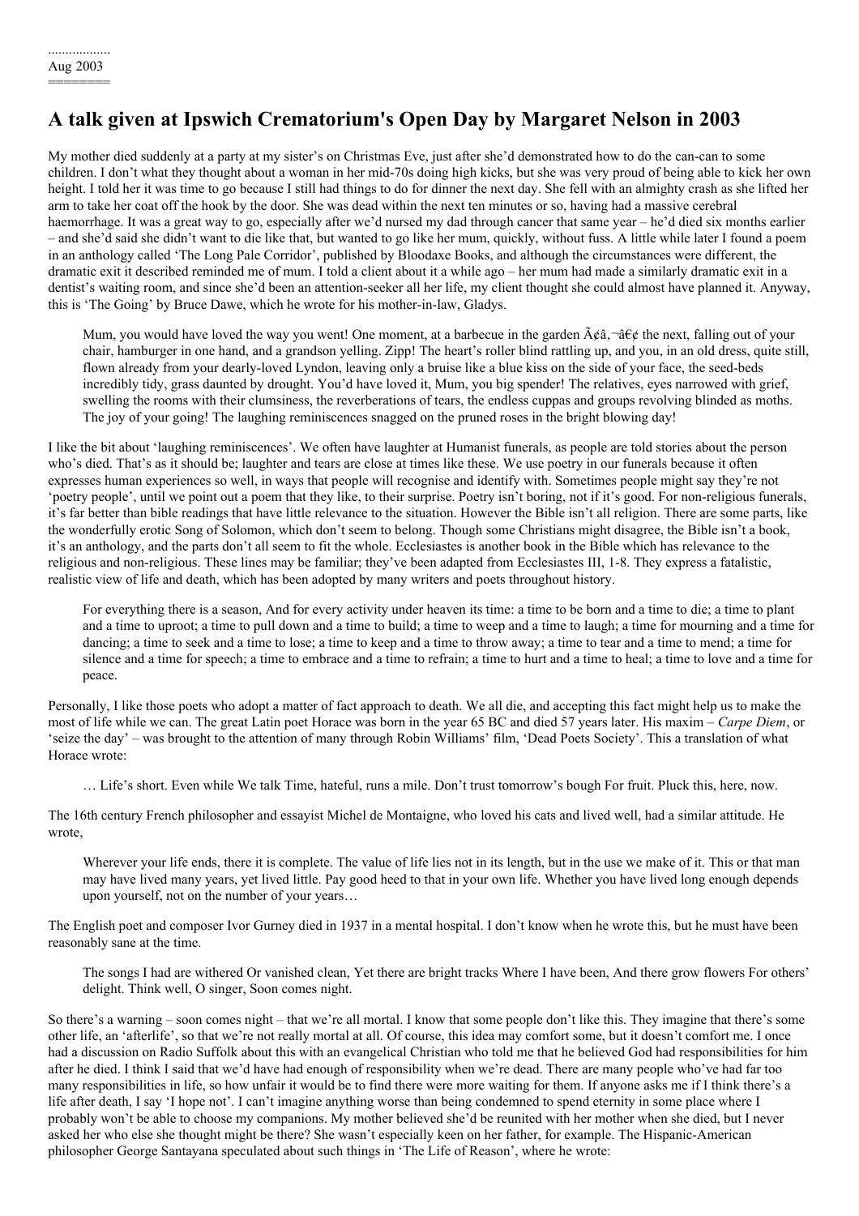..................
Aug 2003
========

## A talk given at Ipswich Crematorium's Open Day by Margaret Nelson in 2003

My mother died suddenly at a party at my sister's on Christmas Eve, just after she'd demonstrated how to do the can-can to some children. I don't what they thought about a woman in her mid-70s doing high kicks, but she was very proud of being able to kick her own height. I told her it was time to go because I still had things to do for dinner the next day. She fell with an almighty crash as she lifted her arm to take her coat off the hook by the door. She was dead within the next ten minutes or so, having had a massive cerebral haemorrhage. It was a great way to go, especially after we'd nursed my dad through cancer that same year – he'd died six months earlier – and she'd said she didn't want to die like that, but wanted to go like her mum, quickly, without fuss. A little while later I found a poem in an anthology called 'The Long Pale Corridor', published by Bloodaxe Books, and although the circumstances were different, the dramatic exit it described reminded me of mum. I told a client about it a while ago – her mum had made a similarly dramatic exit in a dentist's waiting room, and since she'd been an attention-seeker all her life, my client thought she could almost have planned it. Anyway, this is 'The Going' by Bruce Dawe, which he wrote for his mother-in-law, Gladys.

> Mum, you would have loved the way you went! One moment, at a barbecue in the garden Ã¢â‚¬â€¢ the next, falling out of your chair, hamburger in one hand, and a grandson yelling. Zipp! The heart's roller blind rattling up, and you, in an old dress, quite still, flown already from your dearly-loved Lyndon, leaving only a bruise like a blue kiss on the side of your face, the seed-beds incredibly tidy, grass daunted by drought. You'd have loved it, Mum, you big spender! The relatives, eyes narrowed with grief, swelling the rooms with their clumsiness, the reverberations of tears, the endless cuppas and groups revolving blinded as moths. The joy of your going! The laughing reminiscences snagged on the pruned roses in the bright blowing day!

I like the bit about 'laughing reminiscences'. We often have laughter at Humanist funerals, as people are told stories about the person who's died. That's as it should be; laughter and tears are close at times like these. We use poetry in our funerals because it often expresses human experiences so well, in ways that people will recognise and identify with. Sometimes people might say they're not 'poetry people', until we point out a poem that they like, to their surprise. Poetry isn't boring, not if it's good. For non-religious funerals, it's far better than bible readings that have little relevance to the situation. However the Bible isn't all religion. There are some parts, like the wonderfully erotic Song of Solomon, which don't seem to belong. Though some Christians might disagree, the Bible isn't a book, it's an anthology, and the parts don't all seem to fit the whole. Ecclesiastes is another book in the Bible which has relevance to the religious and non-religious. These lines may be familiar; they've been adapted from Ecclesiastes III, 1-8. They express a fatalistic, realistic view of life and death, which has been adopted by many writers and poets throughout history.

> For everything there is a season, And for every activity under heaven its time: a time to be born and a time to die; a time to plant and a time to uproot; a time to pull down and a time to build; a time to weep and a time to laugh; a time for mourning and a time for dancing; a time to seek and a time to lose; a time to keep and a time to throw away; a time to tear and a time to mend; a time for silence and a time for speech; a time to embrace and a time to refrain; a time to hurt and a time to heal; a time to love and a time for peace.

Personally, I like those poets who adopt a matter of fact approach to death. We all die, and accepting this fact might help us to make the most of life while we can. The great Latin poet Horace was born in the year 65 BC and died 57 years later. His maxim – *Carpe Diem*, or 'seize the day' – was brought to the attention of many through Robin Williams' film, 'Dead Poets Society'. This a translation of what Horace wrote:

> … Life's short. Even while We talk Time, hateful, runs a mile. Don't trust tomorrow's bough For fruit. Pluck this, here, now.

The 16th century French philosopher and essayist Michel de Montaigne, who loved his cats and lived well, had a similar attitude. He wrote,

> Wherever your life ends, there it is complete. The value of life lies not in its length, but in the use we make of it. This or that man may have lived many years, yet lived little. Pay good heed to that in your own life. Whether you have lived long enough depends upon yourself, not on the number of your years…

The English poet and composer Ivor Gurney died in 1937 in a mental hospital. I don't know when he wrote this, but he must have been reasonably sane at the time.

> The songs I had are withered Or vanished clean, Yet there are bright tracks Where I have been, And there grow flowers For others' delight. Think well, O singer, Soon comes night.

So there's a warning – soon comes night – that we're all mortal. I know that some people don't like this. They imagine that there's some other life, an 'afterlife', so that we're not really mortal at all. Of course, this idea may comfort some, but it doesn't comfort me. I once had a discussion on Radio Suffolk about this with an evangelical Christian who told me that he believed God had responsibilities for him after he died. I think I said that we'd have had enough of responsibility when we're dead. There are many people who've had far too many responsibilities in life, so how unfair it would be to find there were more waiting for them. If anyone asks me if I think there's a life after death, I say 'I hope not'. I can't imagine anything worse than being condemned to spend eternity in some place where I probably won't be able to choose my companions. My mother believed she'd be reunited with her mother when she died, but I never asked her who else she thought might be there? She wasn't especially keen on her father, for example. The Hispanic-American philosopher George Santayana speculated about such things in 'The Life of Reason', where he wrote: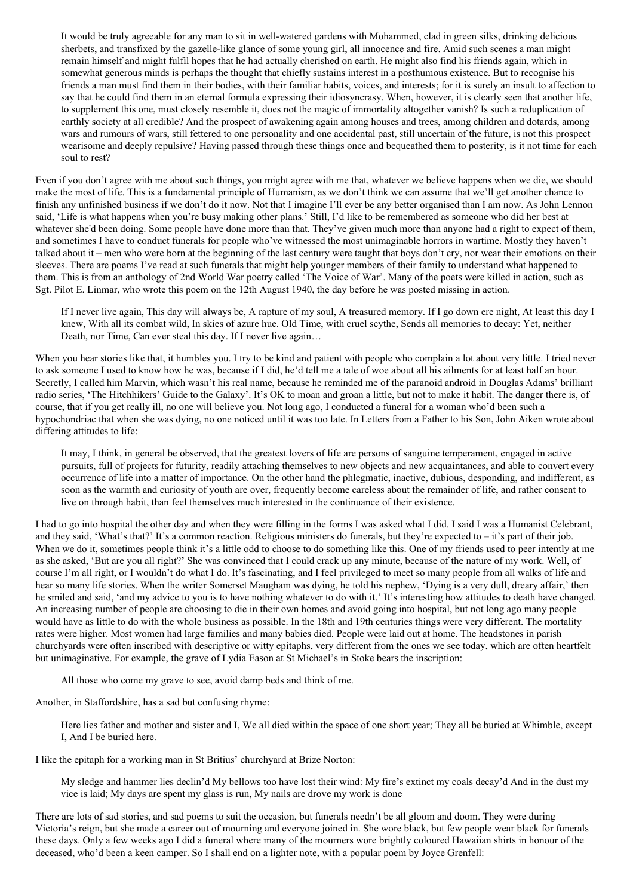> It would be truly agreeable for any man to sit in well-watered gardens with Mohammed, clad in green silks, drinking delicious sherbets, and transfixed by the gazelle-like glance of some young girl, all innocence and fire. Amid such scenes a man might remain himself and might fulfil hopes that he had actually cherished on earth. He might also find his friends again, which in somewhat generous minds is perhaps the thought that chiefly sustains interest in a posthumous existence. But to recognise his friends a man must find them in their bodies, with their familiar habits, voices, and interests; for it is surely an insult to affection to say that he could find them in an eternal formula expressing their idiosyncrasy. When, however, it is clearly seen that another life, to supplement this one, must closely resemble it, does not the magic of immortality altogether vanish? Is such a reduplication of earthly society at all credible? And the prospect of awakening again among houses and trees, among children and dotards, among wars and rumours of wars, still fettered to one personality and one accidental past, still uncertain of the future, is not this prospect wearisome and deeply repulsive? Having passed through these things once and bequeathed them to posterity, is it not time for each soul to rest?

Even if you don't agree with me about such things, you might agree with me that, whatever we believe happens when we die, we should make the most of life. This is a fundamental principle of Humanism, as we don't think we can assume that we'll get another chance to finish any unfinished business if we don't do it now. Not that I imagine I'll ever be any better organised than I am now. As John Lennon said, 'Life is what happens when you're busy making other plans.' Still, I'd like to be remembered as someone who did her best at whatever she'd been doing. Some people have done more than that. They've given much more than anyone had a right to expect of them, and sometimes I have to conduct funerals for people who've witnessed the most unimaginable horrors in wartime. Mostly they haven't talked about it – men who were born at the beginning of the last century were taught that boys don't cry, nor wear their emotions on their sleeves. There are poems I've read at such funerals that might help younger members of their family to understand what happened to them. This is from an anthology of 2nd World War poetry called 'The Voice of War'. Many of the poets were killed in action, such as Sgt. Pilot E. Linmar, who wrote this poem on the 12th August 1940, the day before he was posted missing in action.

> If I never live again, This day will always be, A rapture of my soul, A treasured memory. If I go down ere night, At least this day I knew, With all its combat wild, In skies of azure hue. Old Time, with cruel scythe, Sends all memories to decay: Yet, neither Death, nor Time, Can ever steal this day. If I never live again…

When you hear stories like that, it humbles you. I try to be kind and patient with people who complain a lot about very little. I tried never to ask someone I used to know how he was, because if I did, he'd tell me a tale of woe about all his ailments for at least half an hour. Secretly, I called him Marvin, which wasn't his real name, because he reminded me of the paranoid android in Douglas Adams' brilliant radio series, 'The Hitchhikers' Guide to the Galaxy'. It's OK to moan and groan a little, but not to make it habit. The danger there is, of course, that if you get really ill, no one will believe you. Not long ago, I conducted a funeral for a woman who'd been such a hypochondriac that when she was dying, no one noticed until it was too late. In Letters from a Father to his Son, John Aiken wrote about differing attitudes to life:

> It may, I think, in general be observed, that the greatest lovers of life are persons of sanguine temperament, engaged in active pursuits, full of projects for futurity, readily attaching themselves to new objects and new acquaintances, and able to convert every occurrence of life into a matter of importance. On the other hand the phlegmatic, inactive, dubious, desponding, and indifferent, as soon as the warmth and curiosity of youth are over, frequently become careless about the remainder of life, and rather consent to live on through habit, than feel themselves much interested in the continuance of their existence.

I had to go into hospital the other day and when they were filling in the forms I was asked what I did. I said I was a Humanist Celebrant, and they said, 'What's that?' It's a common reaction. Religious ministers do funerals, but they're expected to – it's part of their job. When we do it, sometimes people think it's a little odd to choose to do something like this. One of my friends used to peer intently at me as she asked, 'But are you all right?' She was convinced that I could crack up any minute, because of the nature of my work. Well, of course I'm all right, or I wouldn't do what I do. It's fascinating, and I feel privileged to meet so many people from all walks of life and hear so many life stories. When the writer Somerset Maugham was dying, he told his nephew, 'Dying is a very dull, dreary affair,' then he smiled and said, 'and my advice to you is to have nothing whatever to do with it.' It's interesting how attitudes to death have changed. An increasing number of people are choosing to die in their own homes and avoid going into hospital, but not long ago many people would have as little to do with the whole business as possible. In the 18th and 19th centuries things were very different. The mortality rates were higher. Most women had large families and many babies died. People were laid out at home. The headstones in parish churchyards were often inscribed with descriptive or witty epitaphs, very different from the ones we see today, which are often heartfelt but unimaginative. For example, the grave of Lydia Eason at St Michael's in Stoke bears the inscription:

> All those who come my grave to see, avoid damp beds and think of me.

Another, in Staffordshire, has a sad but confusing rhyme:

> Here lies father and mother and sister and I, We all died within the space of one short year; They all be buried at Whimble, except I, And I be buried here.

I like the epitaph for a working man in St Britius' churchyard at Brize Norton:

> My sledge and hammer lies declin'd My bellows too have lost their wind: My fire's extinct my coals decay'd And in the dust my vice is laid; My days are spent my glass is run, My nails are drove my work is done

There are lots of sad stories, and sad poems to suit the occasion, but funerals needn't be all gloom and doom. They were during Victoria's reign, but she made a career out of mourning and everyone joined in. She wore black, but few people wear black for funerals these days. Only a few weeks ago I did a funeral where many of the mourners wore brightly coloured Hawaiian shirts in honour of the deceased, who'd been a keen camper. So I shall end on a lighter note, with a popular poem by Joyce Grenfell: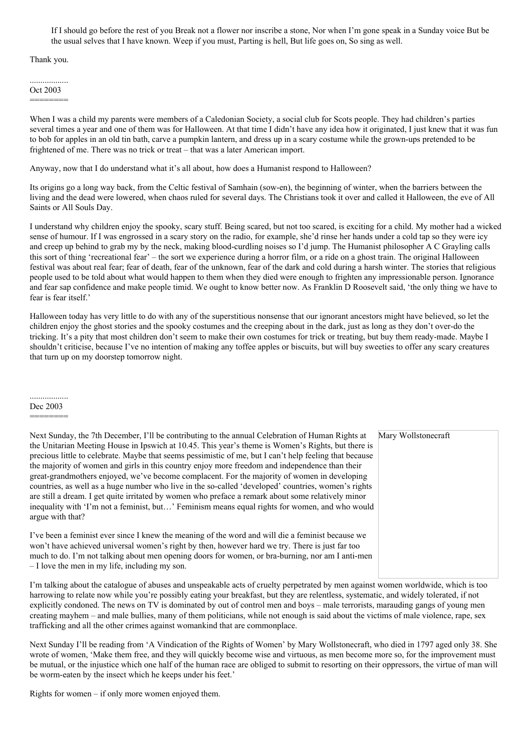If I should go before the rest of you Break not a flower nor inscribe a stone, Nor when I'm gone speak in a Sunday voice But be the usual selves that I have known. Weep if you must, Parting is hell, But life goes on, So sing as well.

Thank you.

..................
Oct 2003
========

When I was a child my parents were members of a Caledonian Society, a social club for Scots people. They had children's parties several times a year and one of them was for Halloween. At that time I didn't have any idea how it originated, I just knew that it was fun to bob for apples in an old tin bath, carve a pumpkin lantern, and dress up in a scary costume while the grown-ups pretended to be frightened of me. There was no trick or treat – that was a later American import.

Anyway, now that I do understand what it's all about, how does a Humanist respond to Halloween?

Its origins go a long way back, from the Celtic festival of Samhain (sow-en), the beginning of winter, when the barriers between the living and the dead were lowered, when chaos ruled for several days. The Christians took it over and called it Halloween, the eve of All Saints or All Souls Day.

I understand why children enjoy the spooky, scary stuff. Being scared, but not too scared, is exciting for a child. My mother had a wicked sense of humour. If I was engrossed in a scary story on the radio, for example, she'd rinse her hands under a cold tap so they were icy and creep up behind to grab my by the neck, making blood-curdling noises so I'd jump. The Humanist philosopher A C Grayling calls this sort of thing 'recreational fear' – the sort we experience during a horror film, or a ride on a ghost train. The original Halloween festival was about real fear; fear of death, fear of the unknown, fear of the dark and cold during a harsh winter. The stories that religious people used to be told about what would happen to them when they died were enough to frighten any impressionable person. Ignorance and fear sap confidence and make people timid. We ought to know better now. As Franklin D Roosevelt said, 'the only thing we have to fear is fear itself.'

Halloween today has very little to do with any of the superstitious nonsense that our ignorant ancestors might have believed, so let the children enjoy the ghost stories and the spooky costumes and the creeping about in the dark, just as long as they don't over-do the tricking. It's a pity that most children don't seem to make their own costumes for trick or treating, but buy them ready-made. Maybe I shouldn't criticise, because I've no intention of making any toffee apples or biscuits, but will buy sweeties to offer any scary creatures that turn up on my doorstep tomorrow night.

..................
Dec 2003
========

Next Sunday, the 7th December, I'll be contributing to the annual Celebration of Human Rights at the Unitarian Meeting House in Ipswich at 10.45. This year's theme is Women's Rights, but there is precious little to celebrate. Maybe that seems pessimistic of me, but I can't help feeling that because the majority of women and girls in this country enjoy more freedom and independence than their great-grandmothers enjoyed, we've become complacent. For the majority of women in developing countries, as well as a huge number who live in the so-called 'developed' countries, women's rights are still a dream. I get quite irritated by women who preface a remark about some relatively minor inequality with 'I'm not a feminist, but…' Feminism means equal rights for women, and who would argue with that?

Mary Wollstonecraft

I've been a feminist ever since I knew the meaning of the word and will die a feminist because we won't have achieved universal women's right by then, however hard we try. There is just far too much to do. I'm not talking about men opening doors for women, or bra-burning, nor am I anti-men – I love the men in my life, including my son.

I'm talking about the catalogue of abuses and unspeakable acts of cruelty perpetrated by men against women worldwide, which is too harrowing to relate now while you're possibly eating your breakfast, but they are relentless, systematic, and widely tolerated, if not explicitly condoned. The news on TV is dominated by out of control men and boys – male terrorists, marauding gangs of young men creating mayhem – and male bullies, many of them politicians, while not enough is said about the victims of male violence, rape, sex trafficking and all the other crimes against womankind that are commonplace.

Next Sunday I'll be reading from 'A Vindication of the Rights of Women' by Mary Wollstonecraft, who died in 1797 aged only 38. She wrote of women, 'Make them free, and they will quickly become wise and virtuous, as men become more so, for the improvement must be mutual, or the injustice which one half of the human race are obliged to submit to resorting on their oppressors, the virtue of man will be worm-eaten by the insect which he keeps under his feet.'

Rights for women – if only more women enjoyed them.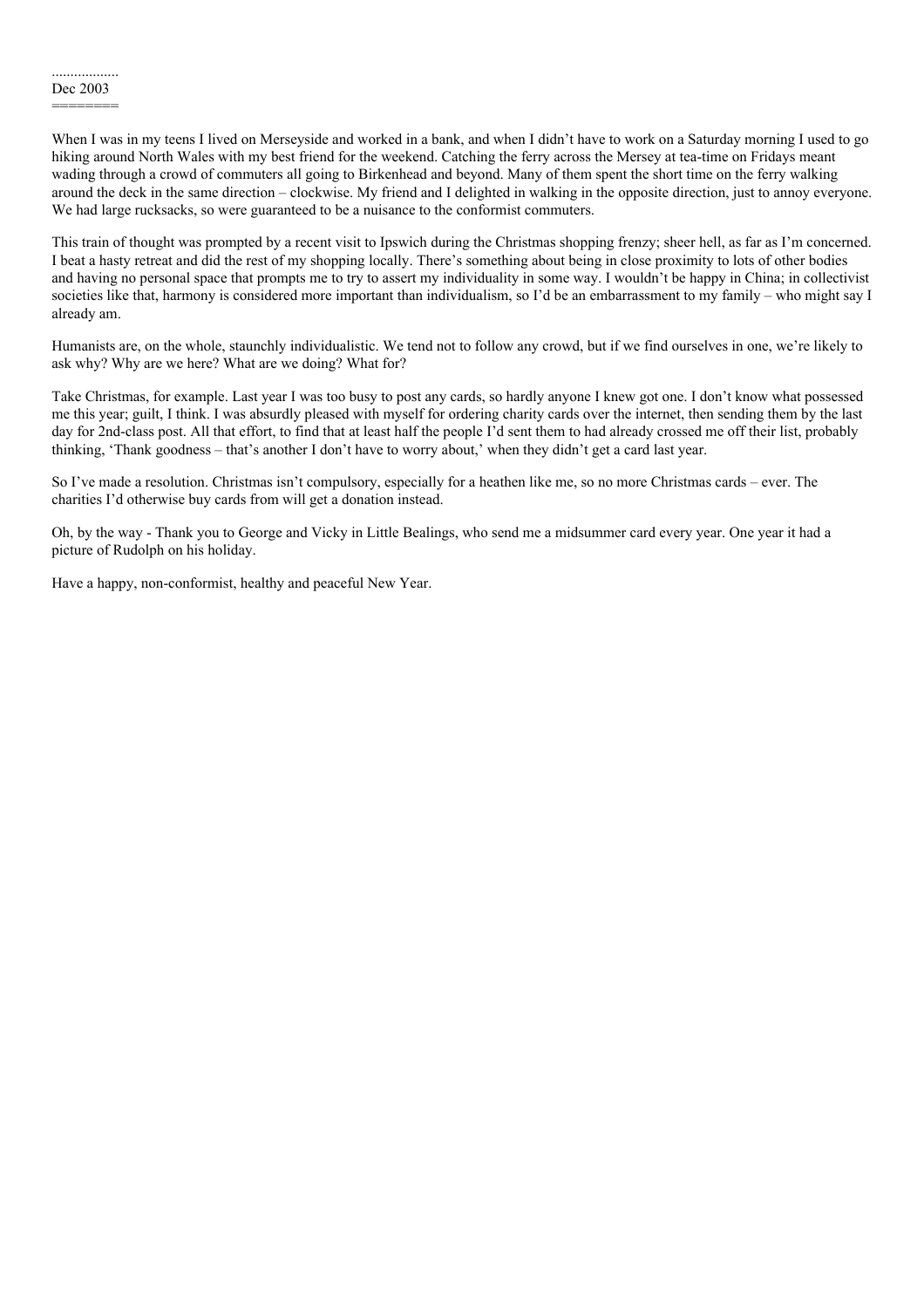..................
Dec 2003
========

When I was in my teens I lived on Merseyside and worked in a bank, and when I didn't have to work on a Saturday morning I used to go hiking around North Wales with my best friend for the weekend. Catching the ferry across the Mersey at tea-time on Fridays meant wading through a crowd of commuters all going to Birkenhead and beyond. Many of them spent the short time on the ferry walking around the deck in the same direction – clockwise. My friend and I delighted in walking in the opposite direction, just to annoy everyone. We had large rucksacks, so were guaranteed to be a nuisance to the conformist commuters.

This train of thought was prompted by a recent visit to Ipswich during the Christmas shopping frenzy; sheer hell, as far as I'm concerned. I beat a hasty retreat and did the rest of my shopping locally. There's something about being in close proximity to lots of other bodies and having no personal space that prompts me to try to assert my individuality in some way. I wouldn't be happy in China; in collectivist societies like that, harmony is considered more important than individualism, so I'd be an embarrassment to my family – who might say I already am.

Humanists are, on the whole, staunchly individualistic. We tend not to follow any crowd, but if we find ourselves in one, we're likely to ask why? Why are we here? What are we doing? What for?

Take Christmas, for example. Last year I was too busy to post any cards, so hardly anyone I knew got one. I don't know what possessed me this year; guilt, I think. I was absurdly pleased with myself for ordering charity cards over the internet, then sending them by the last day for 2nd-class post. All that effort, to find that at least half the people I'd sent them to had already crossed me off their list, probably thinking, 'Thank goodness – that's another I don't have to worry about,' when they didn't get a card last year.

So I've made a resolution. Christmas isn't compulsory, especially for a heathen like me, so no more Christmas cards – ever. The charities I'd otherwise buy cards from will get a donation instead.

Oh, by the way - Thank you to George and Vicky in Little Bealings, who send me a midsummer card every year. One year it had a picture of Rudolph on his holiday.

Have a happy, non-conformist, healthy and peaceful New Year.